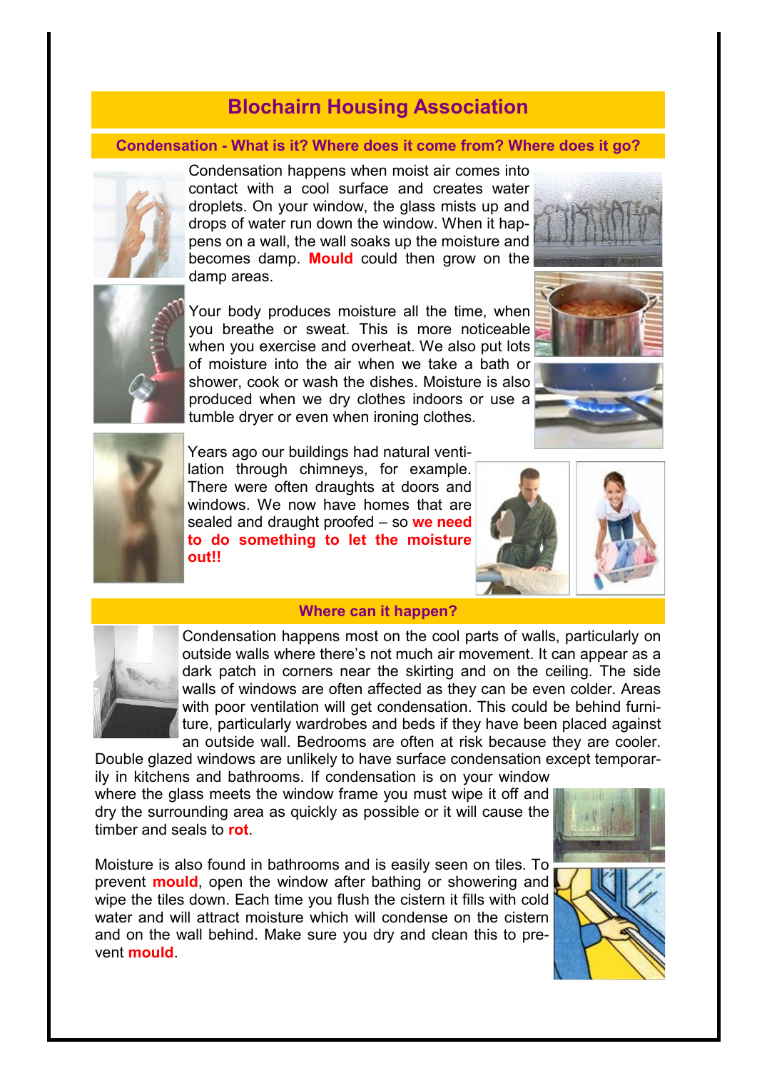# Blochairn Housing Association

## Condensation - What is it? Where does it come from? Where does it go?

Condensation happens when moist air comes into contact with a cool surface and creates water droplets. On your window, the glass mists up and drops of water run down the window. When it happens on a wall, the wall soaks up the moisture and becomes damp. **Mould** could then grow on the damp areas.

Your body produces moisture all the time, when you breathe or sweat. This is more noticeable when you exercise and overheat. We also put lots of moisture into the air when we take a bath or shower, cook or wash the dishes. Moisture is also produced when we dry clothes indoors or use a tumble dryer or even when ironing clothes.

Years ago our buildings had natural ventilation through chimneys, for example. There were often draughts at doors and windows. We now have homes that are sealed and draught proofed – so **we need to do something to let the moisture out!!**

## Where can it happen?

Condensation happens most on the cool parts of walls, particularly on outside walls where there's not much air movement. It can appear as a dark patch in corners near the skirting and on the ceiling. The side walls of windows are often affected as they can be even colder. Areas with poor ventilation will get condensation. This could be behind furniture, particularly wardrobes and beds if they have been placed against an outside wall. Bedrooms are often at risk because they are cooler. Double glazed windows are unlikely to have surface condensation except temporarily in kitchens and bathrooms. If condensation is on your window where the glass meets the window frame you must wipe it off and dry the surrounding area as quickly as possible or it will cause the timber and seals to **rot**.

Moisture is also found in bathrooms and is easily seen on tiles. To prevent **mould**, open the window after bathing or showering and wipe the tiles down. Each time you flush the cistern it fills with cold water and will attract moisture which will condense on the cistern and on the wall behind. Make sure you dry and clean this to prevent **mould**.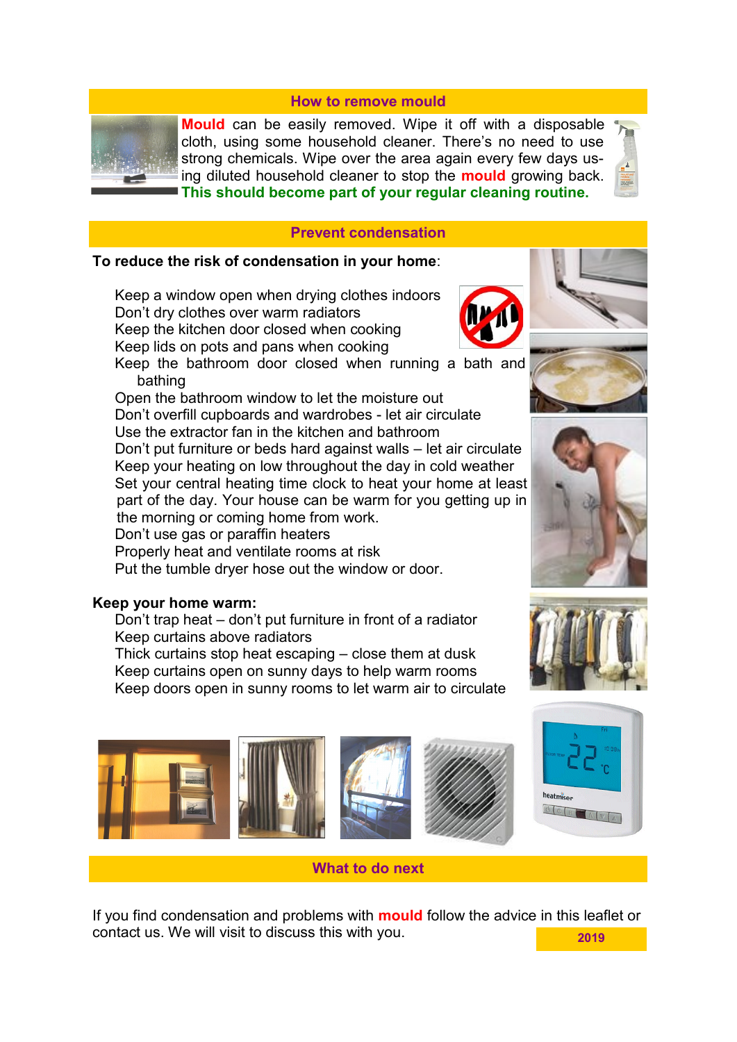## How to remove mould

**Mould** can be easily removed. Wipe it off with a disposable cloth, using some household cleaner. There's no need to use strong chemicals. Wipe over the area again every few days using diluted household cleaner to stop the **mould** growing back. **This should become part of your regular cleaning routine.**

## Prevent condensation

**To reduce the risk of condensation in your home**:

- Keep a window open when drying clothes indoors
- Don't dry clothes over warm radiators
- Keep the kitchen door closed when cooking
- Keep lids on pots and pans when cooking
- Keep the bathroom door closed when running a bath and bathing
- Open the bathroom window to let the moisture out
- Don't overfill cupboards and wardrobes - let air circulate
- Use the extractor fan in the kitchen and bathroom
- Don't put furniture or beds hard against walls – let air circulate
- Keep your heating on low throughout the day in cold weather
- Set your central heating time clock to heat your home at least part of the day. Your house can be warm for you getting up in the morning or coming home from work.
- Don't use gas or paraffin heaters
- Properly heat and ventilate rooms at risk
- Put the tumble dryer hose out the window or door.

**Keep your home warm:**

- Don't trap heat – don't put furniture in front of a radiator
- Keep curtains above radiators
- Thick curtains stop heat escaping – close them at dusk
- Keep curtains open on sunny days to help warm rooms
- Keep doors open in sunny rooms to let warm air to circulate

## What to do next

If you find condensation and problems with **mould** follow the advice in this leaflet or contact us. We will visit to discuss this with you.

**2019**